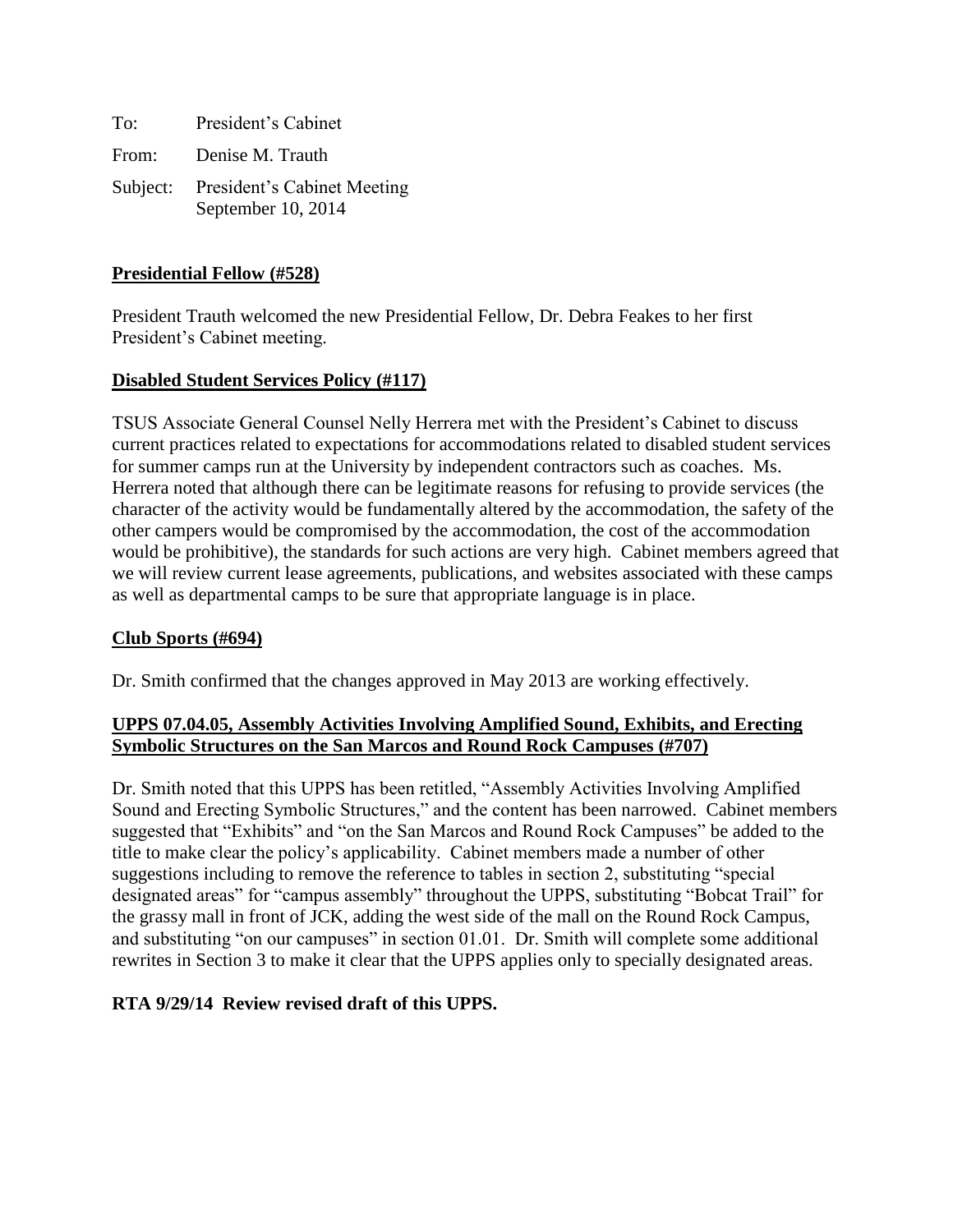To: President's Cabinet

From: Denise M. Trauth

Subject: President's Cabinet Meeting
September 10, 2014

**Presidential Fellow (#528)**

President Trauth welcomed the new Presidential Fellow, Dr. Debra Feakes to her first President's Cabinet meeting.

**Disabled Student Services Policy (#117)**

TSUS Associate General Counsel Nelly Herrera met with the President's Cabinet to discuss current practices related to expectations for accommodations related to disabled student services for summer camps run at the University by independent contractors such as coaches. Ms. Herrera noted that although there can be legitimate reasons for refusing to provide services (the character of the activity would be fundamentally altered by the accommodation, the safety of the other campers would be compromised by the accommodation, the cost of the accommodation would be prohibitive), the standards for such actions are very high. Cabinet members agreed that we will review current lease agreements, publications, and websites associated with these camps as well as departmental camps to be sure that appropriate language is in place.

**Club Sports (#694)**

Dr. Smith confirmed that the changes approved in May 2013 are working effectively.

**UPPS 07.04.05, Assembly Activities Involving Amplified Sound, Exhibits, and Erecting Symbolic Structures on the San Marcos and Round Rock Campuses (#707)**

Dr. Smith noted that this UPPS has been retitled, "Assembly Activities Involving Amplified Sound and Erecting Symbolic Structures," and the content has been narrowed. Cabinet members suggested that "Exhibits" and "on the San Marcos and Round Rock Campuses" be added to the title to make clear the policy's applicability. Cabinet members made a number of other suggestions including to remove the reference to tables in section 2, substituting "special designated areas" for "campus assembly" throughout the UPPS, substituting "Bobcat Trail" for the grassy mall in front of JCK, adding the west side of the mall on the Round Rock Campus, and substituting "on our campuses" in section 01.01. Dr. Smith will complete some additional rewrites in Section 3 to make it clear that the UPPS applies only to specially designated areas.

**RTA 9/29/14 Review revised draft of this UPPS.**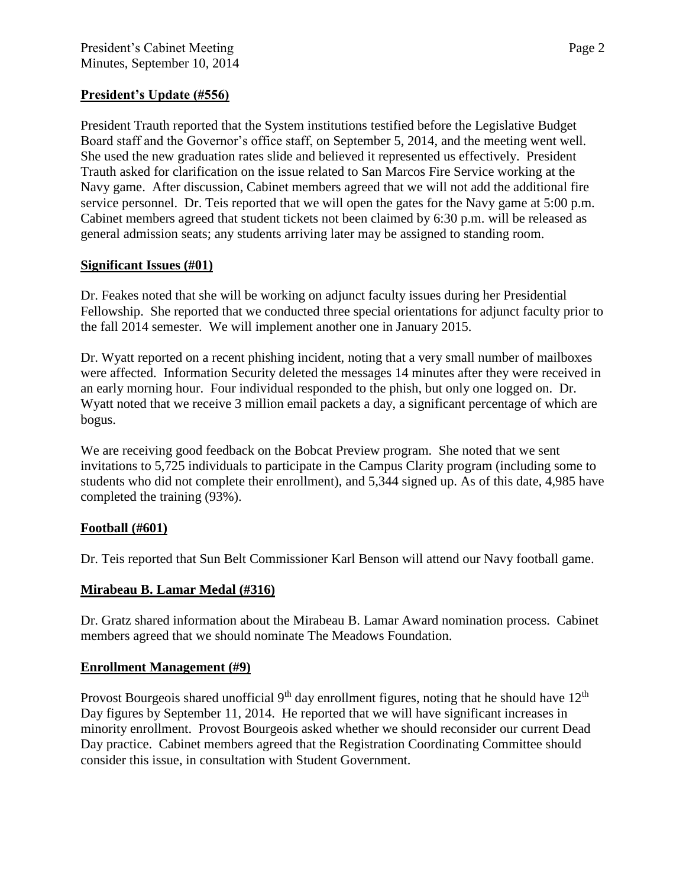## President's Update (#556)

President Trauth reported that the System institutions testified before the Legislative Budget Board staff and the Governor's office staff, on September 5, 2014, and the meeting went well. She used the new graduation rates slide and believed it represented us effectively. President Trauth asked for clarification on the issue related to San Marcos Fire Service working at the Navy game. After discussion, Cabinet members agreed that we will not add the additional fire service personnel. Dr. Teis reported that we will open the gates for the Navy game at 5:00 p.m. Cabinet members agreed that student tickets not been claimed by 6:30 p.m. will be released as general admission seats; any students arriving later may be assigned to standing room.

## Significant Issues (#01)

Dr. Feakes noted that she will be working on adjunct faculty issues during her Presidential Fellowship. She reported that we conducted three special orientations for adjunct faculty prior to the fall 2014 semester. We will implement another one in January 2015.

Dr. Wyatt reported on a recent phishing incident, noting that a very small number of mailboxes were affected. Information Security deleted the messages 14 minutes after they were received in an early morning hour. Four individual responded to the phish, but only one logged on. Dr. Wyatt noted that we receive 3 million email packets a day, a significant percentage of which are bogus.

We are receiving good feedback on the Bobcat Preview program. She noted that we sent invitations to 5,725 individuals to participate in the Campus Clarity program (including some to students who did not complete their enrollment), and 5,344 signed up. As of this date, 4,985 have completed the training (93%).

## Football (#601)

Dr. Teis reported that Sun Belt Commissioner Karl Benson will attend our Navy football game.

## Mirabeau B. Lamar Medal (#316)

Dr. Gratz shared information about the Mirabeau B. Lamar Award nomination process. Cabinet members agreed that we should nominate The Meadows Foundation.

## Enrollment Management (#9)

Provost Bourgeois shared unofficial 9th day enrollment figures, noting that he should have 12th Day figures by September 11, 2014. He reported that we will have significant increases in minority enrollment. Provost Bourgeois asked whether we should reconsider our current Dead Day practice. Cabinet members agreed that the Registration Coordinating Committee should consider this issue, in consultation with Student Government.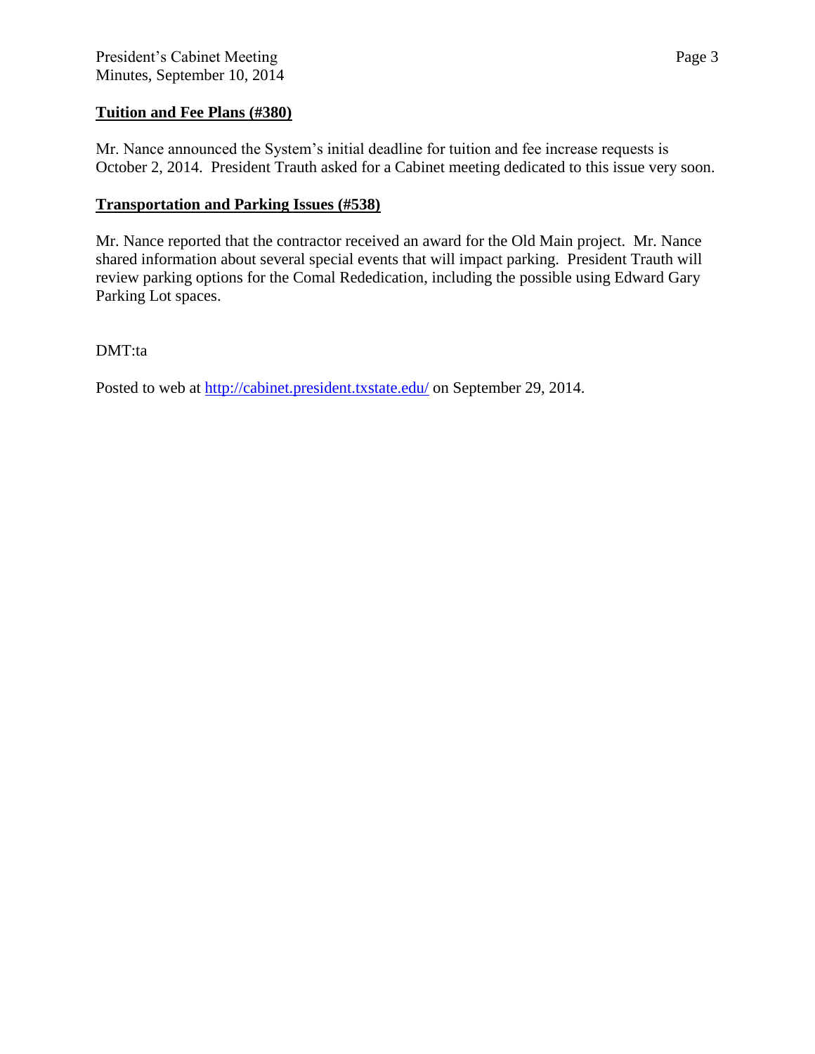**Tuition and Fee Plans (#380)**

Mr. Nance announced the System's initial deadline for tuition and fee increase requests is October 2, 2014. President Trauth asked for a Cabinet meeting dedicated to this issue very soon.

**Transportation and Parking Issues (#538)**

Mr. Nance reported that the contractor received an award for the Old Main project. Mr. Nance shared information about several special events that will impact parking. President Trauth will review parking options for the Comal Rededication, including the possible using Edward Gary Parking Lot spaces.

DMT:ta

Posted to web at http://cabinet.president.txstate.edu/ on September 29, 2014.